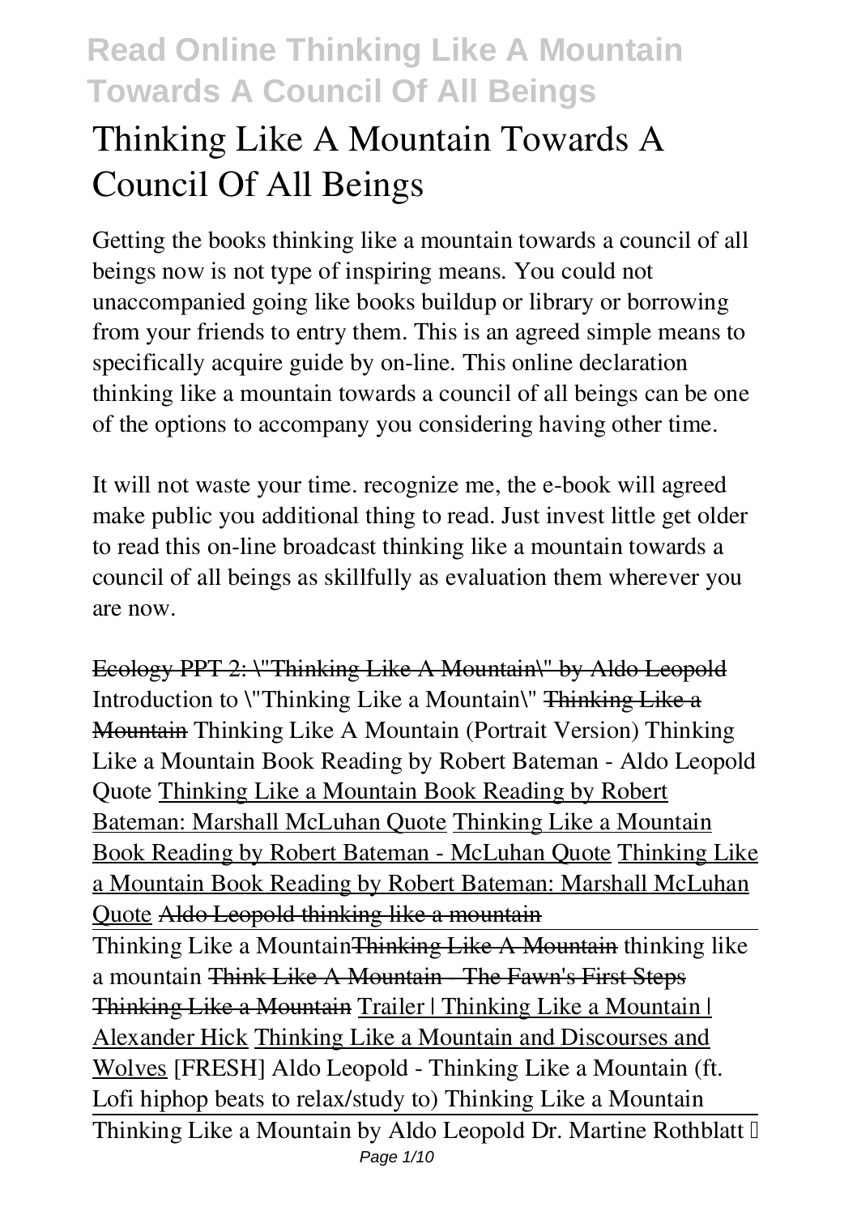# Thinking Like A Mountain Towards A Council Of All Beings

Getting the books thinking like a mountain towards a council of all beings now is not type of inspiring means. You could not unaccompanied going like books buildup or library or borrowing from your friends to entry them. This is an agreed simple means to specifically acquire guide by on-line. This online declaration thinking like a mountain towards a council of all beings can be one of the options to accompany you considering having other time.

It will not waste your time. recognize me, the e-book will agreed make public you additional thing to read. Just invest little get older to read this on-line broadcast thinking like a mountain towards a council of all beings as skillfully as evaluation them wherever you are now.

~~Ecology PPT 2: \"Thinking Like A Mountain\" by Aldo Leopold~~ *Introduction to \"Thinking Like a Mountain\"* ~~Thinking Like a Mountain~~ *Thinking Like A Mountain (Portrait Version)* *Thinking Like a Mountain Book Reading by Robert Bateman - Aldo Leopold Quote* Thinking Like a Mountain Book Reading by Robert Bateman: Marshall McLuhan Quote Thinking Like a Mountain Book Reading by Robert Bateman - McLuhan Quote Thinking Like a Mountain Book Reading by Robert Bateman: Marshall McLuhan Quote ~~Aldo Leopold thinking like a mountain~~

Thinking Like a Mountain~~Thinking Like A Mountain~~ *thinking like a mountain* ~~Think Like A Mountain - The Fawn's First Steps~~ ~~Thinking Like a Mountain~~ Trailer | Thinking Like a Mountain | Alexander Hick Thinking Like a Mountain and Discourses and Wolves *[FRESH] Aldo Leopold - Thinking Like a Mountain (ft. Lofi hiphop beats to relax/study to)* *Thinking Like a Mountain*

Thinking Like a Mountain by Aldo Leopold *Dr. Martine Rothblatt –*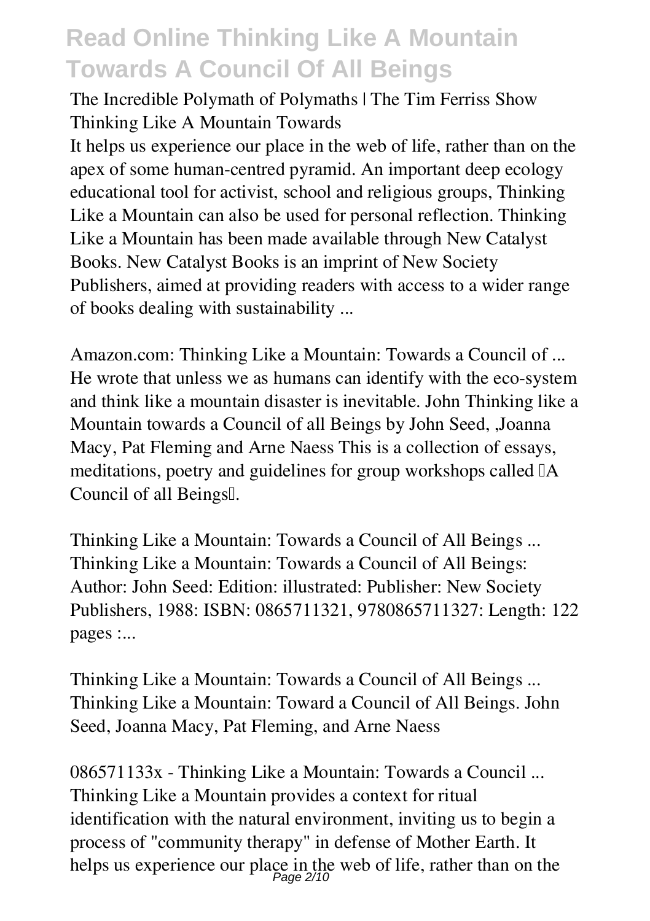**The Incredible Polymath of Polymaths | The Tim Ferriss Show**

**Thinking Like A Mountain Towards**

It helps us experience our place in the web of life, rather than on the apex of some human-centred pyramid. An important deep ecology educational tool for activist, school and religious groups, Thinking Like a Mountain can also be used for personal reflection. Thinking Like a Mountain has been made available through New Catalyst Books. New Catalyst Books is an imprint of New Society Publishers, aimed at providing readers with access to a wider range of books dealing with sustainability ...

**Amazon.com: Thinking Like a Mountain: Towards a Council of ...**

He wrote that unless we as humans can identify with the eco-system and think like a mountain disaster is inevitable. John Thinking like a Mountain towards a Council of all Beings by John Seed, ,Joanna Macy, Pat Fleming and Arne Naess This is a collection of essays, meditations, poetry and guidelines for group workshops called "A Council of all Beings".

**Thinking Like a Mountain: Towards a Council of All Beings ...**

Thinking Like a Mountain: Towards a Council of All Beings: Author: John Seed: Edition: illustrated: Publisher: New Society Publishers, 1988: ISBN: 0865711321, 9780865711327: Length: 122 pages :...

**Thinking Like a Mountain: Towards a Council of All Beings ...**

Thinking Like a Mountain: Toward a Council of All Beings. John Seed, Joanna Macy, Pat Fleming, and Arne Naess

**086571133x - Thinking Like a Mountain: Towards a Council ...**

Thinking Like a Mountain provides a context for ritual identification with the natural environment, inviting us to begin a process of "community therapy" in defense of Mother Earth. It helps us experience our place in the web of life, rather than on the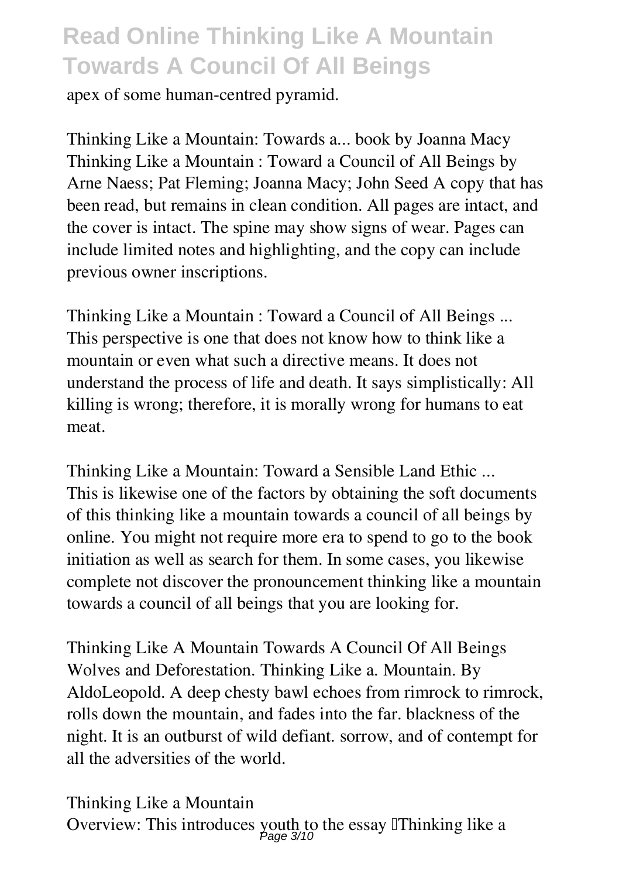apex of some human-centred pyramid.

**Thinking Like a Mountain: Towards a... book by Joanna Macy**
Thinking Like a Mountain : Toward a Council of All Beings by Arne Naess; Pat Fleming; Joanna Macy; John Seed A copy that has been read, but remains in clean condition. All pages are intact, and the cover is intact. The spine may show signs of wear. Pages can include limited notes and highlighting, and the copy can include previous owner inscriptions.

**Thinking Like a Mountain : Toward a Council of All Beings ...**
This perspective is one that does not know how to think like a mountain or even what such a directive means. It does not understand the process of life and death. It says simplistically: All killing is wrong; therefore, it is morally wrong for humans to eat meat.

**Thinking Like a Mountain: Toward a Sensible Land Ethic ...**
This is likewise one of the factors by obtaining the soft documents of this thinking like a mountain towards a council of all beings by online. You might not require more era to spend to go to the book initiation as well as search for them. In some cases, you likewise complete not discover the pronouncement thinking like a mountain towards a council of all beings that you are looking for.

**Thinking Like A Mountain Towards A Council Of All Beings**
Wolves and Deforestation. Thinking Like a. Mountain. By AldoLeopold. A deep chesty bawl echoes from rimrock to rimrock, rolls down the mountain, and fades into the far. blackness of the night. It is an outburst of wild defiant. sorrow, and of contempt for all the adversities of the world.

**Thinking Like a Mountain**
Overview: This introduces youth to the essay "Thinking like a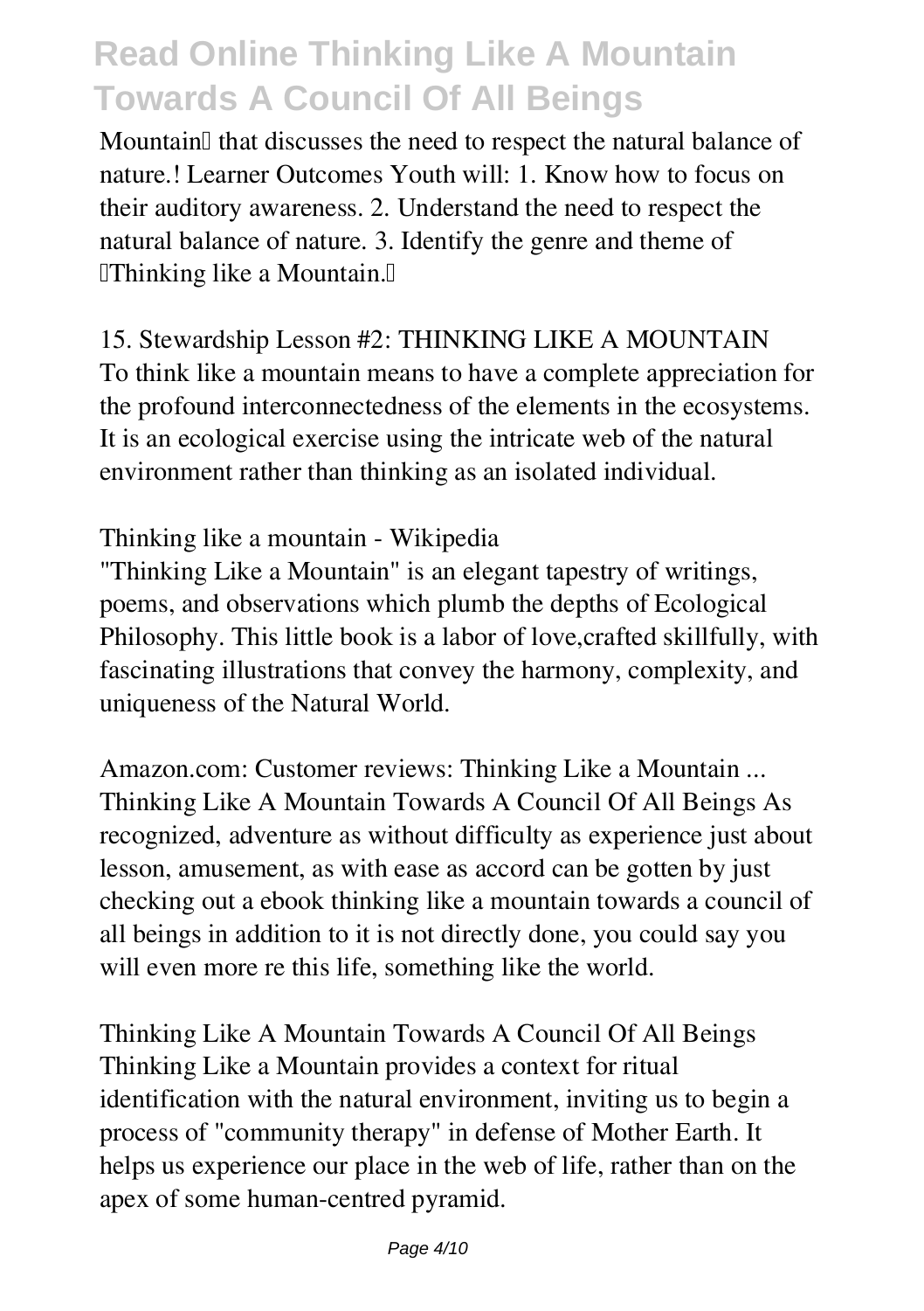Mountain that discusses the need to respect the natural balance of nature.! Learner Outcomes Youth will: 1. Know how to focus on their auditory awareness. 2. Understand the need to respect the natural balance of nature. 3. Identify the genre and theme of Thinking like a Mountain.

**15. Stewardship Lesson #2: THINKING LIKE A MOUNTAIN**

To think like a mountain means to have a complete appreciation for the profound interconnectedness of the elements in the ecosystems. It is an ecological exercise using the intricate web of the natural environment rather than thinking as an isolated individual.

**Thinking like a mountain - Wikipedia**

"Thinking Like a Mountain" is an elegant tapestry of writings, poems, and observations which plumb the depths of Ecological Philosophy. This little book is a labor of love,crafted skillfully, with fascinating illustrations that convey the harmony, complexity, and uniqueness of the Natural World.

**Amazon.com: Customer reviews: Thinking Like a Mountain ...**

Thinking Like A Mountain Towards A Council Of All Beings As recognized, adventure as without difficulty as experience just about lesson, amusement, as with ease as accord can be gotten by just checking out a ebook thinking like a mountain towards a council of all beings in addition to it is not directly done, you could say you will even more re this life, something like the world.

**Thinking Like A Mountain Towards A Council Of All Beings**

Thinking Like a Mountain provides a context for ritual identification with the natural environment, inviting us to begin a process of "community therapy" in defense of Mother Earth. It helps us experience our place in the web of life, rather than on the apex of some human-centred pyramid.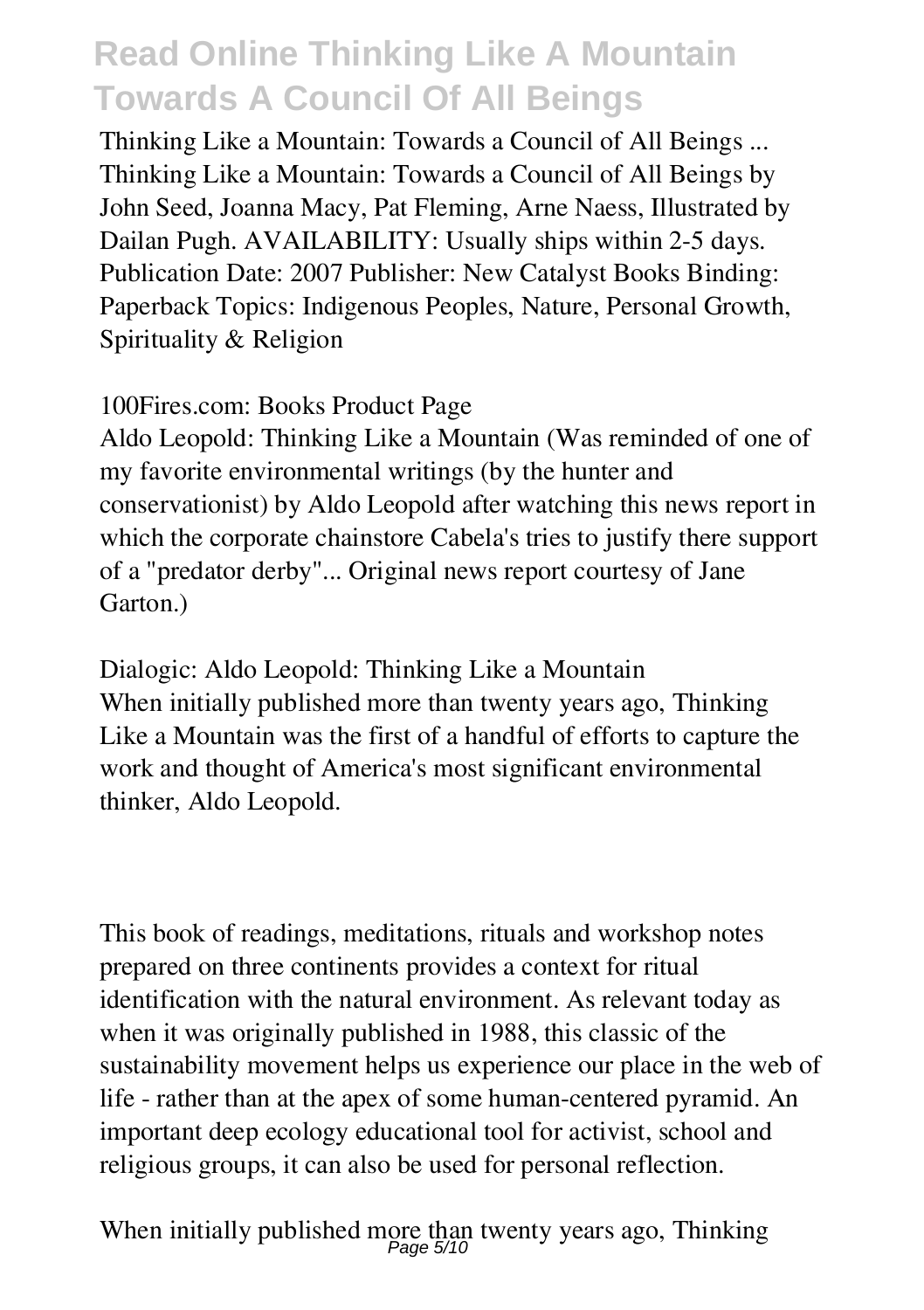Thinking Like a Mountain: Towards a Council of All Beings ...
Thinking Like a Mountain: Towards a Council of All Beings by John Seed, Joanna Macy, Pat Fleming, Arne Naess, Illustrated by Dailan Pugh. AVAILABILITY: Usually ships within 2-5 days. Publication Date: 2007 Publisher: New Catalyst Books Binding: Paperback Topics: Indigenous Peoples, Nature, Personal Growth, Spirituality & Religion

100Fires.com: Books Product Page
Aldo Leopold: Thinking Like a Mountain (Was reminded of one of my favorite environmental writings (by the hunter and conservationist) by Aldo Leopold after watching this news report in which the corporate chainstore Cabela's tries to justify there support of a "predator derby"... Original news report courtesy of Jane Garton.)

Dialogic: Aldo Leopold: Thinking Like a Mountain
When initially published more than twenty years ago, Thinking Like a Mountain was the first of a handful of efforts to capture the work and thought of America's most significant environmental thinker, Aldo Leopold.

This book of readings, meditations, rituals and workshop notes prepared on three continents provides a context for ritual identification with the natural environment. As relevant today as when it was originally published in 1988, this classic of the sustainability movement helps us experience our place in the web of life - rather than at the apex of some human-centered pyramid. An important deep ecology educational tool for activist, school and religious groups, it can also be used for personal reflection.

When initially published more than twenty years ago, Thinking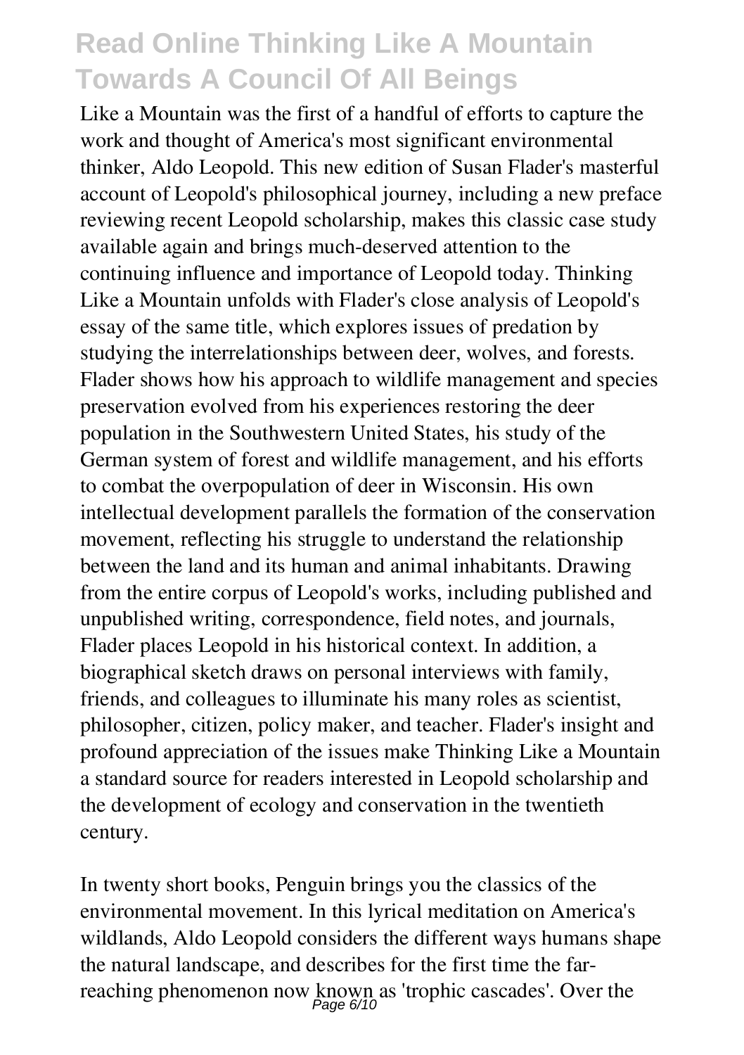Like a Mountain was the first of a handful of efforts to capture the work and thought of America's most significant environmental thinker, Aldo Leopold. This new edition of Susan Flader's masterful account of Leopold's philosophical journey, including a new preface reviewing recent Leopold scholarship, makes this classic case study available again and brings much-deserved attention to the continuing influence and importance of Leopold today. Thinking Like a Mountain unfolds with Flader's close analysis of Leopold's essay of the same title, which explores issues of predation by studying the interrelationships between deer, wolves, and forests. Flader shows how his approach to wildlife management and species preservation evolved from his experiences restoring the deer population in the Southwestern United States, his study of the German system of forest and wildlife management, and his efforts to combat the overpopulation of deer in Wisconsin. His own intellectual development parallels the formation of the conservation movement, reflecting his struggle to understand the relationship between the land and its human and animal inhabitants. Drawing from the entire corpus of Leopold's works, including published and unpublished writing, correspondence, field notes, and journals, Flader places Leopold in his historical context. In addition, a biographical sketch draws on personal interviews with family, friends, and colleagues to illuminate his many roles as scientist, philosopher, citizen, policy maker, and teacher. Flader's insight and profound appreciation of the issues make Thinking Like a Mountain a standard source for readers interested in Leopold scholarship and the development of ecology and conservation in the twentieth century.

In twenty short books, Penguin brings you the classics of the environmental movement. In this lyrical meditation on America's wildlands, Aldo Leopold considers the different ways humans shape the natural landscape, and describes for the first time the far-reaching phenomenon now known as 'trophic cascades'. Over the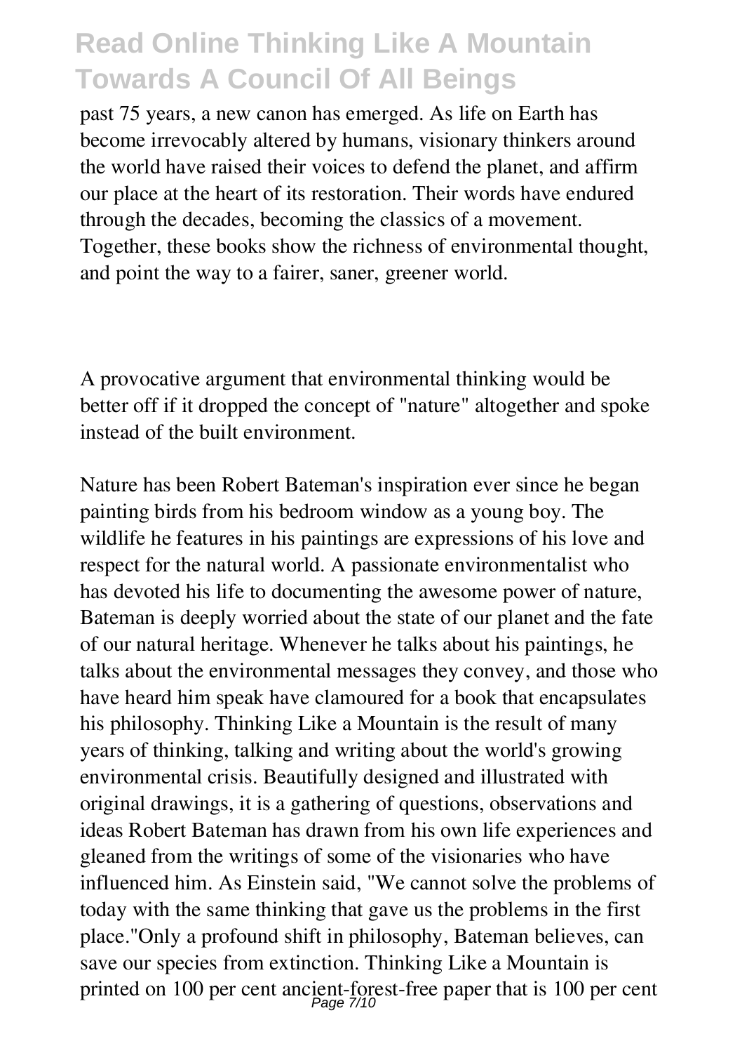past 75 years, a new canon has emerged. As life on Earth has become irrevocably altered by humans, visionary thinkers around the world have raised their voices to defend the planet, and affirm our place at the heart of its restoration. Their words have endured through the decades, becoming the classics of a movement. Together, these books show the richness of environmental thought, and point the way to a fairer, saner, greener world.

A provocative argument that environmental thinking would be better off if it dropped the concept of "nature" altogether and spoke instead of the built environment.

Nature has been Robert Bateman's inspiration ever since he began painting birds from his bedroom window as a young boy. The wildlife he features in his paintings are expressions of his love and respect for the natural world. A passionate environmentalist who has devoted his life to documenting the awesome power of nature, Bateman is deeply worried about the state of our planet and the fate of our natural heritage. Whenever he talks about his paintings, he talks about the environmental messages they convey, and those who have heard him speak have clamoured for a book that encapsulates his philosophy. Thinking Like a Mountain is the result of many years of thinking, talking and writing about the world's growing environmental crisis. Beautifully designed and illustrated with original drawings, it is a gathering of questions, observations and ideas Robert Bateman has drawn from his own life experiences and gleaned from the writings of some of the visionaries who have influenced him. As Einstein said, "We cannot solve the problems of today with the same thinking that gave us the problems in the first place."Only a profound shift in philosophy, Bateman believes, can save our species from extinction. Thinking Like a Mountain is printed on 100 per cent ancient-forest-free paper that is 100 per cent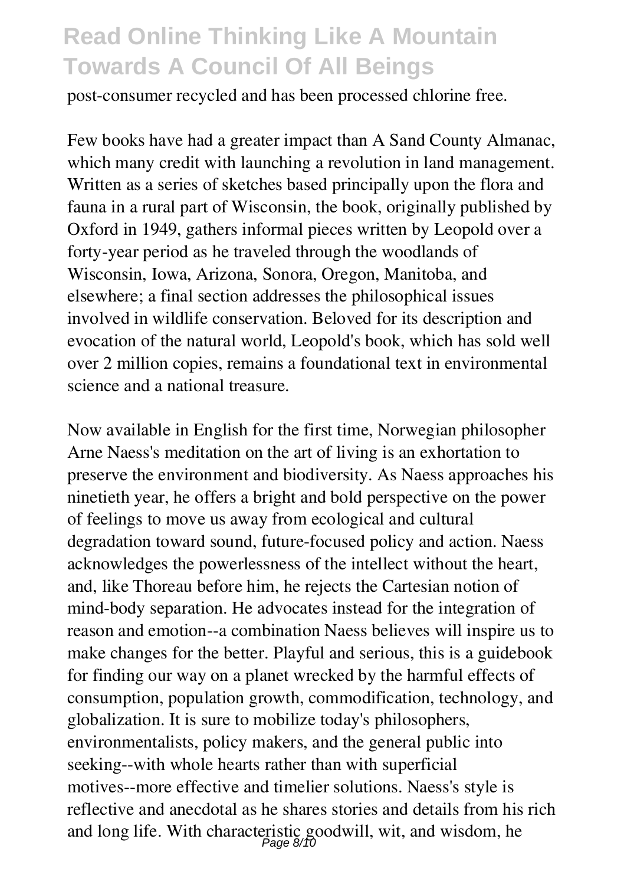post-consumer recycled and has been processed chlorine free.

Few books have had a greater impact than A Sand County Almanac, which many credit with launching a revolution in land management. Written as a series of sketches based principally upon the flora and fauna in a rural part of Wisconsin, the book, originally published by Oxford in 1949, gathers informal pieces written by Leopold over a forty-year period as he traveled through the woodlands of Wisconsin, Iowa, Arizona, Sonora, Oregon, Manitoba, and elsewhere; a final section addresses the philosophical issues involved in wildlife conservation. Beloved for its description and evocation of the natural world, Leopold's book, which has sold well over 2 million copies, remains a foundational text in environmental science and a national treasure.

Now available in English for the first time, Norwegian philosopher Arne Naess's meditation on the art of living is an exhortation to preserve the environment and biodiversity. As Naess approaches his ninetieth year, he offers a bright and bold perspective on the power of feelings to move us away from ecological and cultural degradation toward sound, future-focused policy and action. Naess acknowledges the powerlessness of the intellect without the heart, and, like Thoreau before him, he rejects the Cartesian notion of mind-body separation. He advocates instead for the integration of reason and emotion--a combination Naess believes will inspire us to make changes for the better. Playful and serious, this is a guidebook for finding our way on a planet wrecked by the harmful effects of consumption, population growth, commodification, technology, and globalization. It is sure to mobilize today's philosophers, environmentalists, policy makers, and the general public into seeking--with whole hearts rather than with superficial motives--more effective and timelier solutions. Naess's style is reflective and anecdotal as he shares stories and details from his rich and long life. With characteristic goodwill, wit, and wisdom, he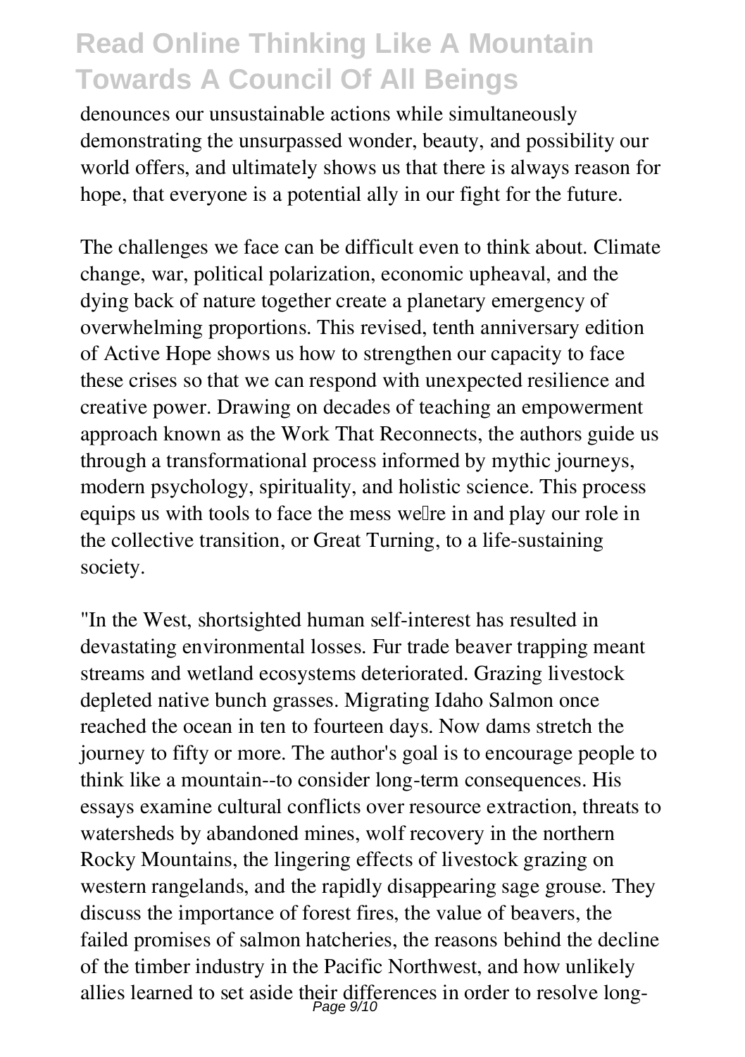denounces our unsustainable actions while simultaneously demonstrating the unsurpassed wonder, beauty, and possibility our world offers, and ultimately shows us that there is always reason for hope, that everyone is a potential ally in our fight for the future.

The challenges we face can be difficult even to think about. Climate change, war, political polarization, economic upheaval, and the dying back of nature together create a planetary emergency of overwhelming proportions. This revised, tenth anniversary edition of Active Hope shows us how to strengthen our capacity to face these crises so that we can respond with unexpected resilience and creative power. Drawing on decades of teaching an empowerment approach known as the Work That Reconnects, the authors guide us through a transformational process informed by mythic journeys, modern psychology, spirituality, and holistic science. This process equips us with tools to face the mess we're in and play our role in the collective transition, or Great Turning, to a life-sustaining society.

"In the West, shortsighted human self-interest has resulted in devastating environmental losses. Fur trade beaver trapping meant streams and wetland ecosystems deteriorated. Grazing livestock depleted native bunch grasses. Migrating Idaho Salmon once reached the ocean in ten to fourteen days. Now dams stretch the journey to fifty or more. The author's goal is to encourage people to think like a mountain--to consider long-term consequences. His essays examine cultural conflicts over resource extraction, threats to watersheds by abandoned mines, wolf recovery in the northern Rocky Mountains, the lingering effects of livestock grazing on western rangelands, and the rapidly disappearing sage grouse. They discuss the importance of forest fires, the value of beavers, the failed promises of salmon hatcheries, the reasons behind the decline of the timber industry in the Pacific Northwest, and how unlikely allies learned to set aside their differences in order to resolve long-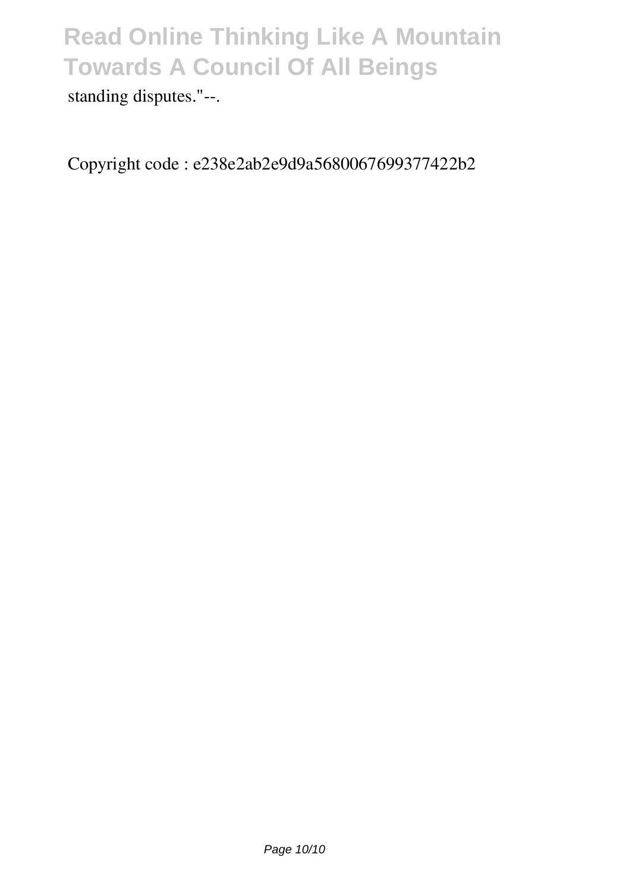standing disputes."--.

Copyright code : e238e2ab2e9d9a5680067699377422b2